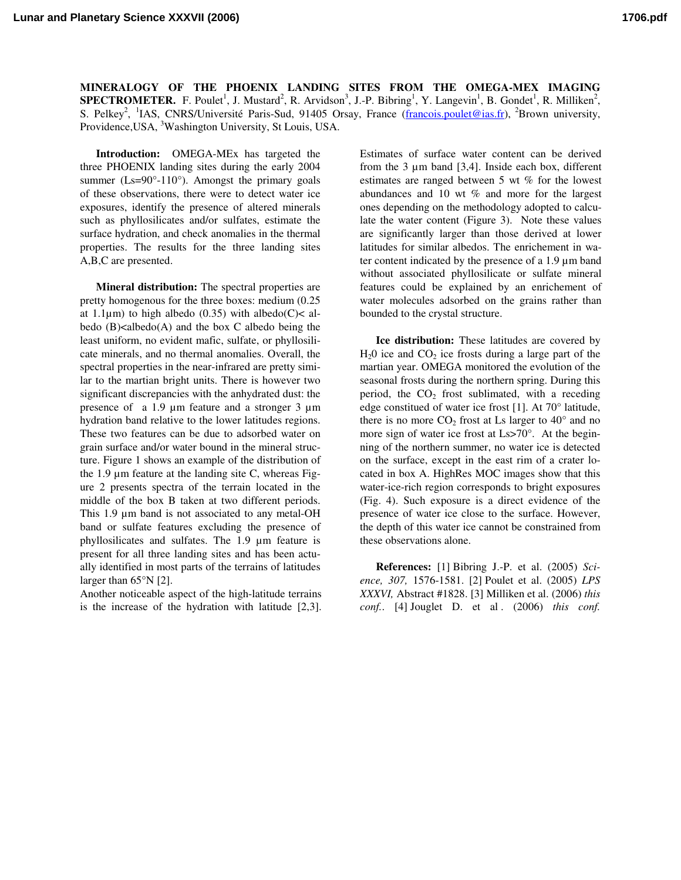**MINERALOGY OF THE PHOENIX LANDING SITES FROM THE OMEGA-MEX IMAGING SPECTROMETER.** F. Poulet[1], J. Mustard[2], R. Arvidson[3], J.-P. Bibring[1], Y. Langevin[1], B. Gondet[1], R. Milliken[2], S. Pelkey[2], [1]IAS, CNRS/Université Paris-Sud, 91405 Orsay, France (francois.poulet@ias.fr), [2]Brown university, Providence,USA, [3]Washington University, St Louis, USA.

**Introduction:** OMEGA-MEx has targeted the three PHOENIX landing sites during the early 2004 summer (Ls=90°-110°). Amongst the primary goals of these observations, there were to detect water ice exposures, identify the presence of altered minerals such as phyllosilicates and/or sulfates, estimate the surface hydration, and check anomalies in the thermal properties. The results for the three landing sites A,B,C are presented.

**Mineral distribution:** The spectral properties are pretty homogenous for the three boxes: medium (0.25 at 1.1µm) to high albedo (0.35) with albedo(C)< albedo (B)<albedo(A) and the box C albedo being the least uniform, no evident mafic, sulfate, or phyllosilicate minerals, and no thermal anomalies. Overall, the spectral properties in the near-infrared are pretty similar to the martian bright units. There is however two significant discrepancies with the anhydrated dust: the presence of a 1.9 µm feature and a stronger 3 µm hydration band relative to the lower latitudes regions. These two features can be due to adsorbed water on grain surface and/or water bound in the mineral structure. Figure 1 shows an example of the distribution of the 1.9 µm feature at the landing site C, whereas Figure 2 presents spectra of the terrain located in the middle of the box B taken at two different periods. This 1.9 µm band is not associated to any metal-OH band or sulfate features excluding the presence of phyllosilicates and sulfates. The 1.9 µm feature is present for all three landing sites and has been actually identified in most parts of the terrains of latitudes larger than 65°N [2].

Another noticeable aspect of the high-latitude terrains is the increase of the hydration with latitude [2,3]. Estimates of surface water content can be derived from the 3 µm band [3,4]. Inside each box, different estimates are ranged between 5 wt % for the lowest abundances and 10 wt % and more for the largest ones depending on the methodology adopted to calculate the water content (Figure 3). Note these values are significantly larger than those derived at lower latitudes for similar albedos. The enrichement in water content indicated by the presence of a 1.9 µm band without associated phyllosilicate or sulfate mineral features could be explained by an enrichement of water molecules adsorbed on the grains rather than bounded to the crystal structure.

**Ice distribution:** These latitudes are covered by $H_20$ ice and $CO_2$ ice frosts during a large part of the martian year. OMEGA monitored the evolution of the seasonal frosts during the northern spring. During this period, the $CO_2$ frost sublimated, with a receding edge constitued of water ice frost [1]. At 70° latitude, there is no more $CO_2$ frost at Ls larger to 40° and no more sign of water ice frost at Ls>70°. At the beginning of the northern summer, no water ice is detected on the surface, except in the east rim of a crater located in box A. HighRes MOC images show that this water-ice-rich region corresponds to bright exposures (Fig. 4). Such exposure is a direct evidence of the presence of water ice close to the surface. However, the depth of this water ice cannot be constrained from these observations alone.

**References:** [1] Bibring J.-P. et al. (2005) *Science, 307,* 1576-1581. [2] Poulet et al. (2005) *LPS XXXVI,* Abstract #1828. [3] Milliken et al. (2006) *this conf.*. [4] Jouglet D. et al . (2006) *this conf.*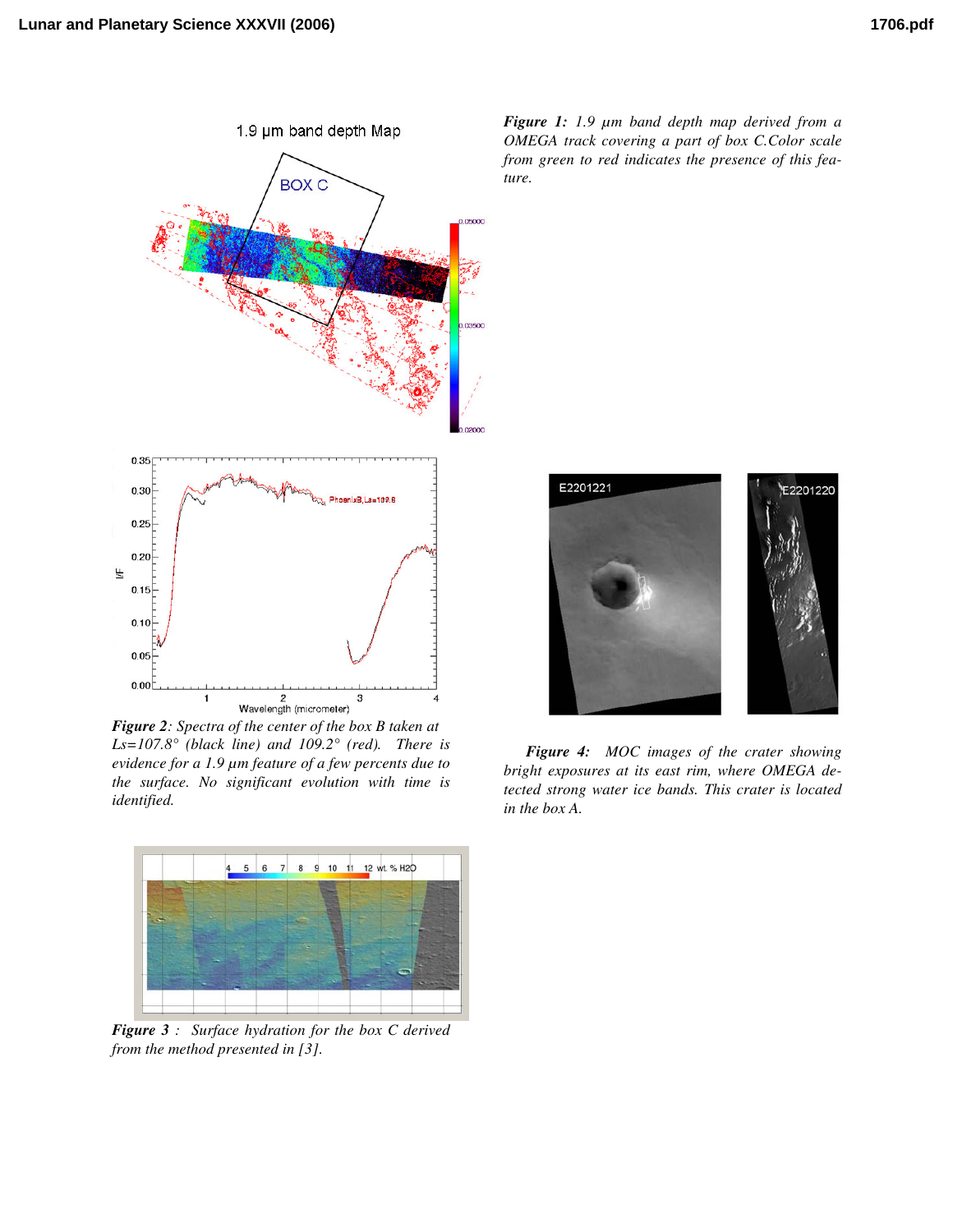1.9 µm band depth Map

BOX C

0.05000

0.03500

0.02000

*Figure 1: 1.9 µm band depth map derived from a OMEGA track covering a part of box C.Color scale from green to red indicates the presence of this feature.*

0.35

0.30

0.25

0.20

0.15

0.10

0.05

0.00

I/F

1

2

3

4

Wavelength (micrometer)

PhoenixB,Ls=109.8

*Figure 2: Spectra of the center of the box B taken at Ls=107.8° (black line) and 109.2° (red). There is evidence for a 1.9 µm feature of a few percents due to the surface. No significant evolution with time is identified.*

E2201221

E2201220

*Figure 4: MOC images of the crater showing bright exposures at its east rim, where OMEGA detected strong water ice bands. This crater is located in the box A.*

4 5 6 7 8 9 10 11 12 wt. % H2O

*Figure 3 : Surface hydration for the box C derived from the method presented in [3].*